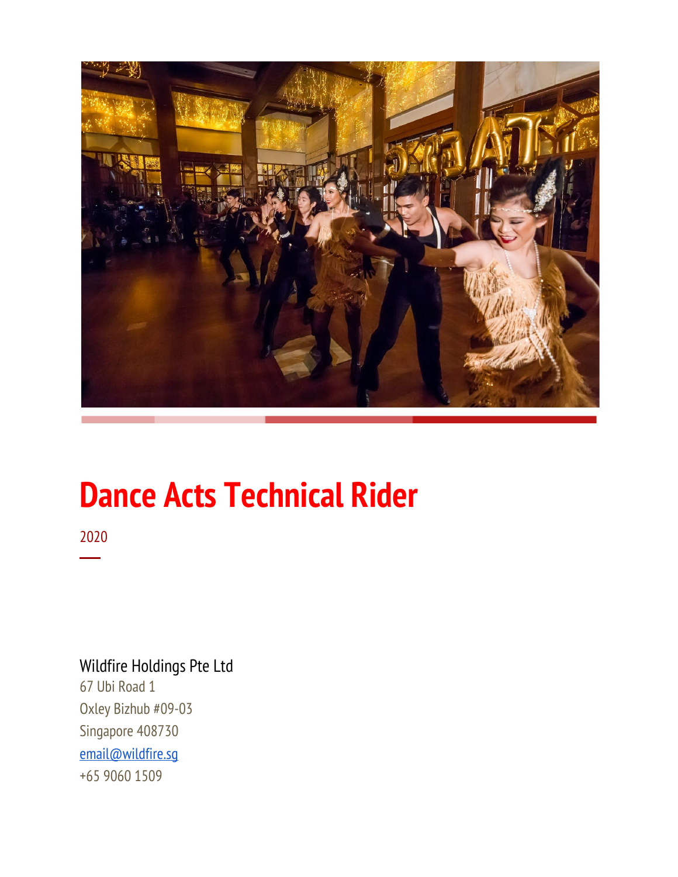# Dance Acts Technical Rider

2020

Wildfire Holdings Pte Ltd
67 Ubi Road 1
Oxley Bizhub #09-03
Singapore 408730
email@wildfire.sg
+65 9060 1509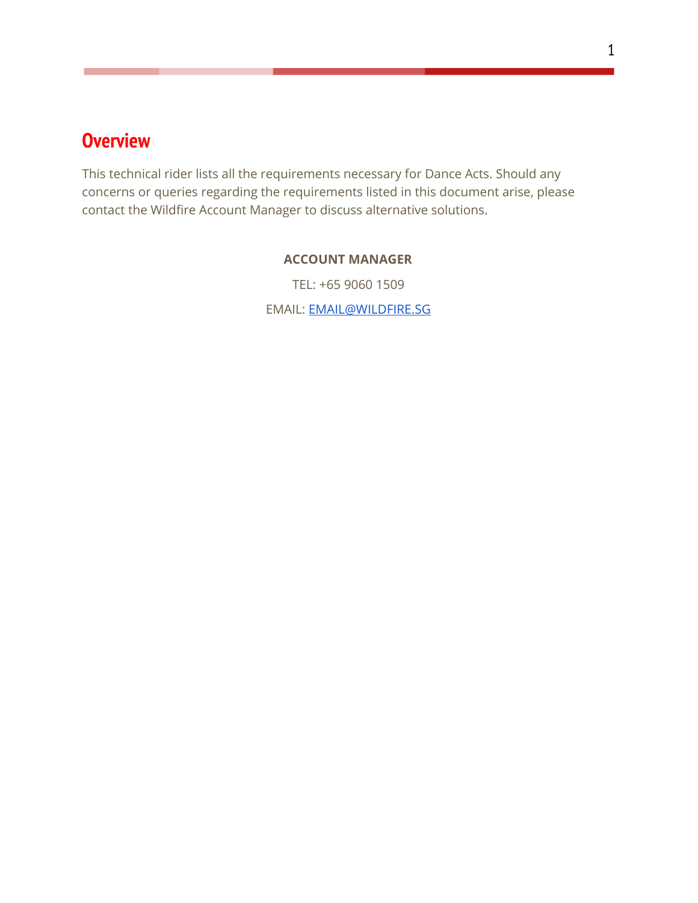## Overview

This technical rider lists all the requirements necessary for Dance Acts. Should any concerns or queries regarding the requirements listed in this document arise, please contact the Wildfire Account Manager to discuss alternative solutions.

**ACCOUNT MANAGER**

TEL: +65 9060 1509

EMAIL: EMAIL@WILDFIRE.SG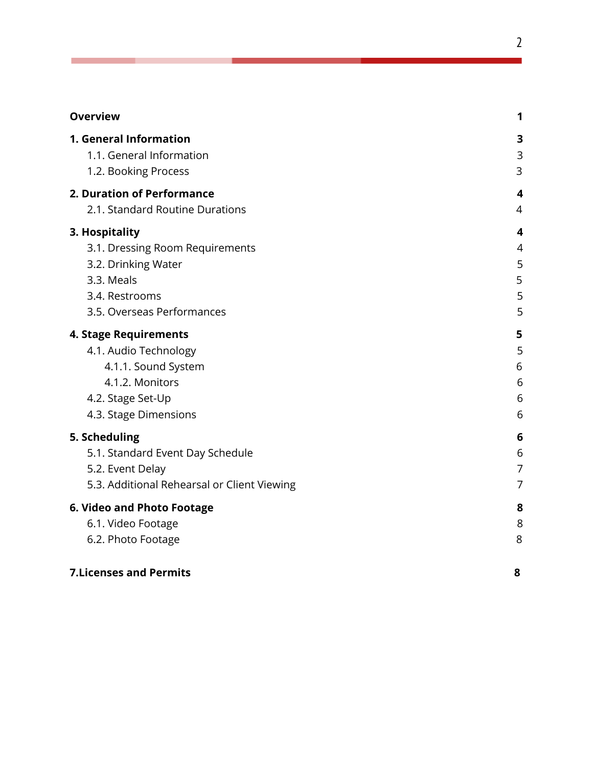| | |
|---|---|
| **Overview** | **1** |
| **1. General Information** | **3** |
| 1.1. General Information | 3 |
| 1.2. Booking Process | 3 |
| **2. Duration of Performance** | **4** |
| 2.1. Standard Routine Durations | 4 |
| **3. Hospitality** | **4** |
| 3.1. Dressing Room Requirements | 4 |
| 3.2. Drinking Water | 5 |
| 3.3. Meals | 5 |
| 3.4. Restrooms | 5 |
| 3.5. Overseas Performances | 5 |
| **4. Stage Requirements** | **5** |
| 4.1. Audio Technology | 5 |
| 4.1.1. Sound System | 6 |
| 4.1.2. Monitors | 6 |
| 4.2. Stage Set-Up | 6 |
| 4.3. Stage Dimensions | 6 |
| **5. Scheduling** | **6** |
| 5.1. Standard Event Day Schedule | 6 |
| 5.2. Event Delay | 7 |
| 5.3. Additional Rehearsal or Client Viewing | 7 |
| **6. Video and Photo Footage** | **8** |
| 6.1. Video Footage | 8 |
| 6.2. Photo Footage | 8 |
| **7.Licenses and Permits** | **8** |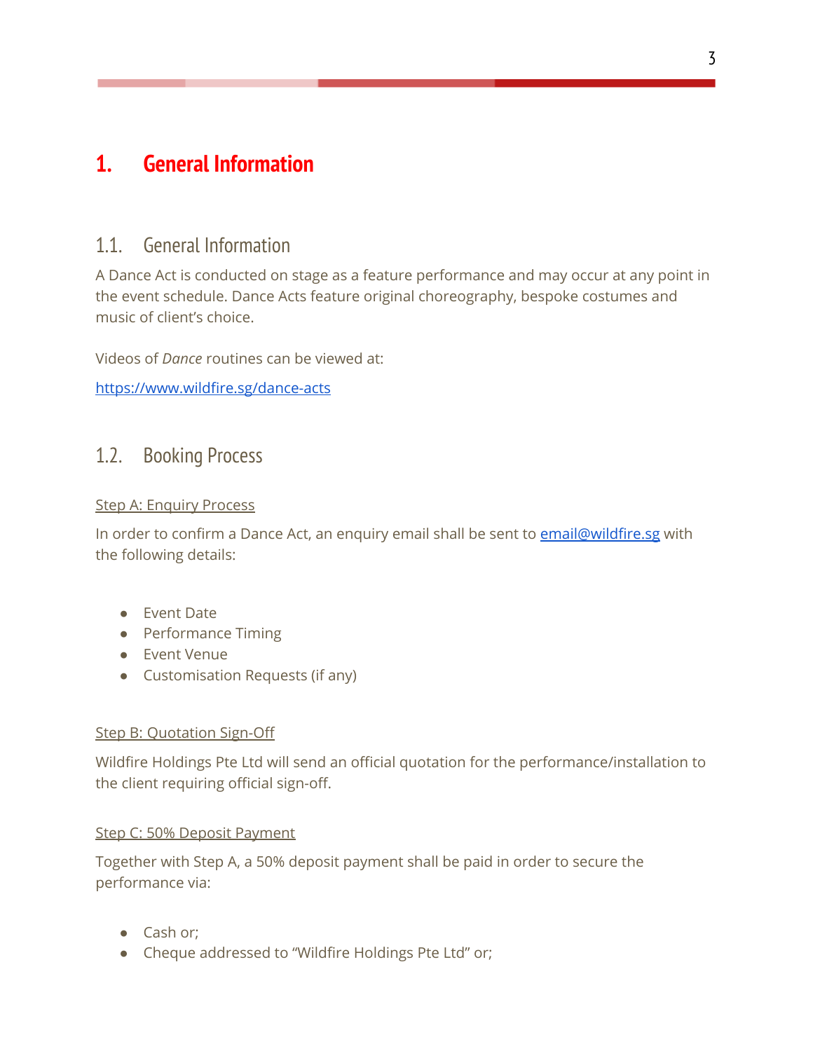# 1. General Information

## 1.1. General Information

A Dance Act is conducted on stage as a feature performance and may occur at any point in the event schedule. Dance Acts feature original choreography, bespoke costumes and music of client's choice.

Videos of *Dance* routines can be viewed at:

https://www.wildfire.sg/dance-acts

## 1.2. Booking Process

Step A: Enquiry Process

In order to confirm a Dance Act, an enquiry email shall be sent to email@wildfire.sg with the following details:

- Event Date
- Performance Timing
- Event Venue
- Customisation Requests (if any)

Step B: Quotation Sign-Off

Wildfire Holdings Pte Ltd will send an official quotation for the performance/installation to the client requiring official sign-off.

Step C: 50% Deposit Payment

Together with Step A, a 50% deposit payment shall be paid in order to secure the performance via:

- Cash or;
- Cheque addressed to "Wildfire Holdings Pte Ltd" or;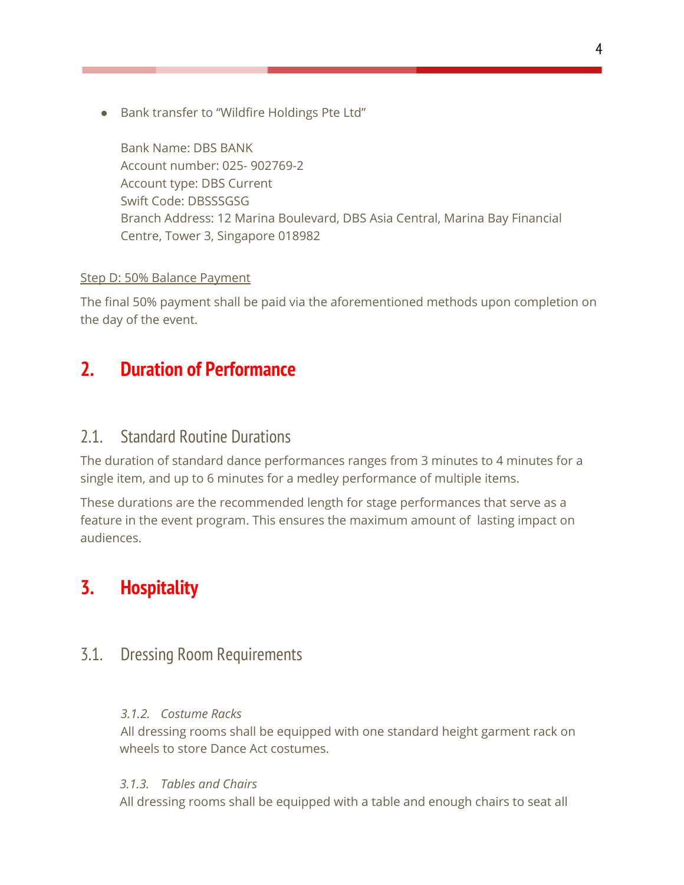- Bank transfer to "Wildfire Holdings Pte Ltd"

  Bank Name: DBS BANK
  Account number: 025- 902769-2
  Account type: DBS Current
  Swift Code: DBSSSGSG
  Branch Address: 12 Marina Boulevard, DBS Asia Central, Marina Bay Financial Centre, Tower 3, Singapore 018982

<u>Step D: 50% Balance Payment</u>

The final 50% payment shall be paid via the aforementioned methods upon completion on the day of the event.

# 2. Duration of Performance

## 2.1. Standard Routine Durations

The duration of standard dance performances ranges from 3 minutes to 4 minutes for a single item, and up to 6 minutes for a medley performance of multiple items.

These durations are the recommended length for stage performances that serve as a feature in the event program. This ensures the maximum amount of lasting impact on audiences.

# 3. Hospitality

## 3.1. Dressing Room Requirements

### *3.1.2. Costume Racks*

All dressing rooms shall be equipped with one standard height garment rack on wheels to store Dance Act costumes.

### *3.1.3. Tables and Chairs*

All dressing rooms shall be equipped with a table and enough chairs to seat all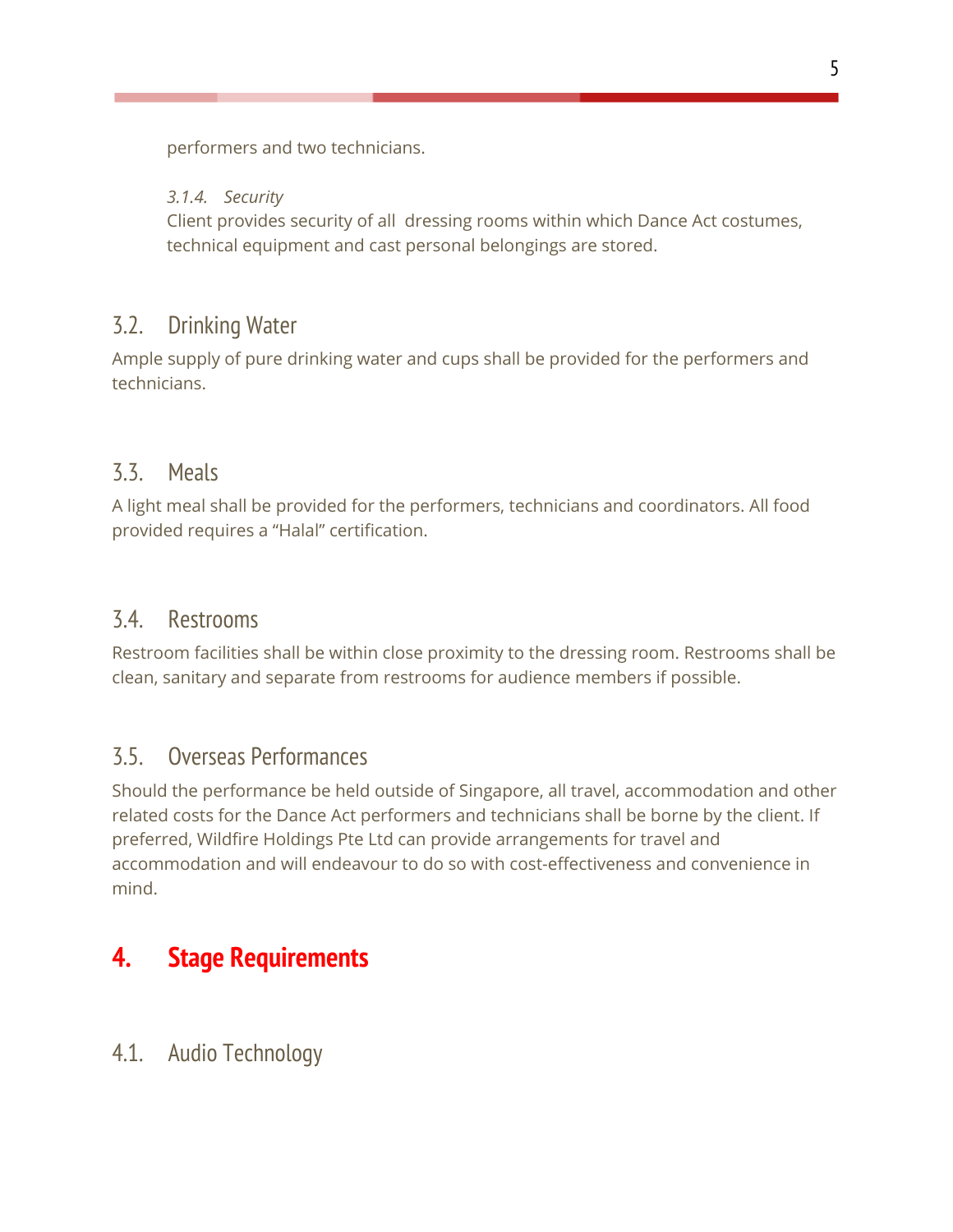performers and two technicians.

*3.1.4. Security*

Client provides security of all  dressing rooms within which Dance Act costumes, technical equipment and cast personal belongings are stored.

## 3.2. Drinking Water

Ample supply of pure drinking water and cups shall be provided for the performers and technicians.

## 3.3. Meals

A light meal shall be provided for the performers, technicians and coordinators. All food provided requires a “Halal” certification.

## 3.4. Restrooms

Restroom facilities shall be within close proximity to the dressing room. Restrooms shall be clean, sanitary and separate from restrooms for audience members if possible.

## 3.5. Overseas Performances

Should the performance be held outside of Singapore, all travel, accommodation and other related costs for the Dance Act performers and technicians shall be borne by the client. If preferred, Wildfire Holdings Pte Ltd can provide arrangements for travel and accommodation and will endeavour to do so with cost-effectiveness and convenience in mind.

# 4. Stage Requirements

## 4.1. Audio Technology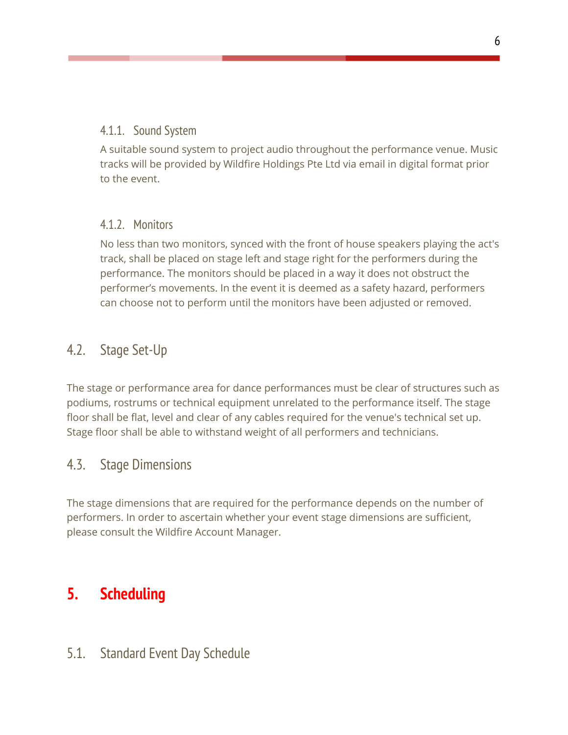#### 4.1.1. Sound System

A suitable sound system to project audio throughout the performance venue. Music tracks will be provided by Wildfire Holdings Pte Ltd via email in digital format prior to the event.

#### 4.1.2. Monitors

No less than two monitors, synced with the front of house speakers playing the act's track, shall be placed on stage left and stage right for the performers during the performance. The monitors should be placed in a way it does not obstruct the performer's movements. In the event it is deemed as a safety hazard, performers can choose not to perform until the monitors have been adjusted or removed.

### 4.2. Stage Set-Up

The stage or performance area for dance performances must be clear of structures such as podiums, rostrums or technical equipment unrelated to the performance itself. The stage floor shall be flat, level and clear of any cables required for the venue's technical set up. Stage floor shall be able to withstand weight of all performers and technicians.

### 4.3. Stage Dimensions

The stage dimensions that are required for the performance depends on the number of performers. In order to ascertain whether your event stage dimensions are sufficient, please consult the Wildfire Account Manager.

## 5. Scheduling

### 5.1. Standard Event Day Schedule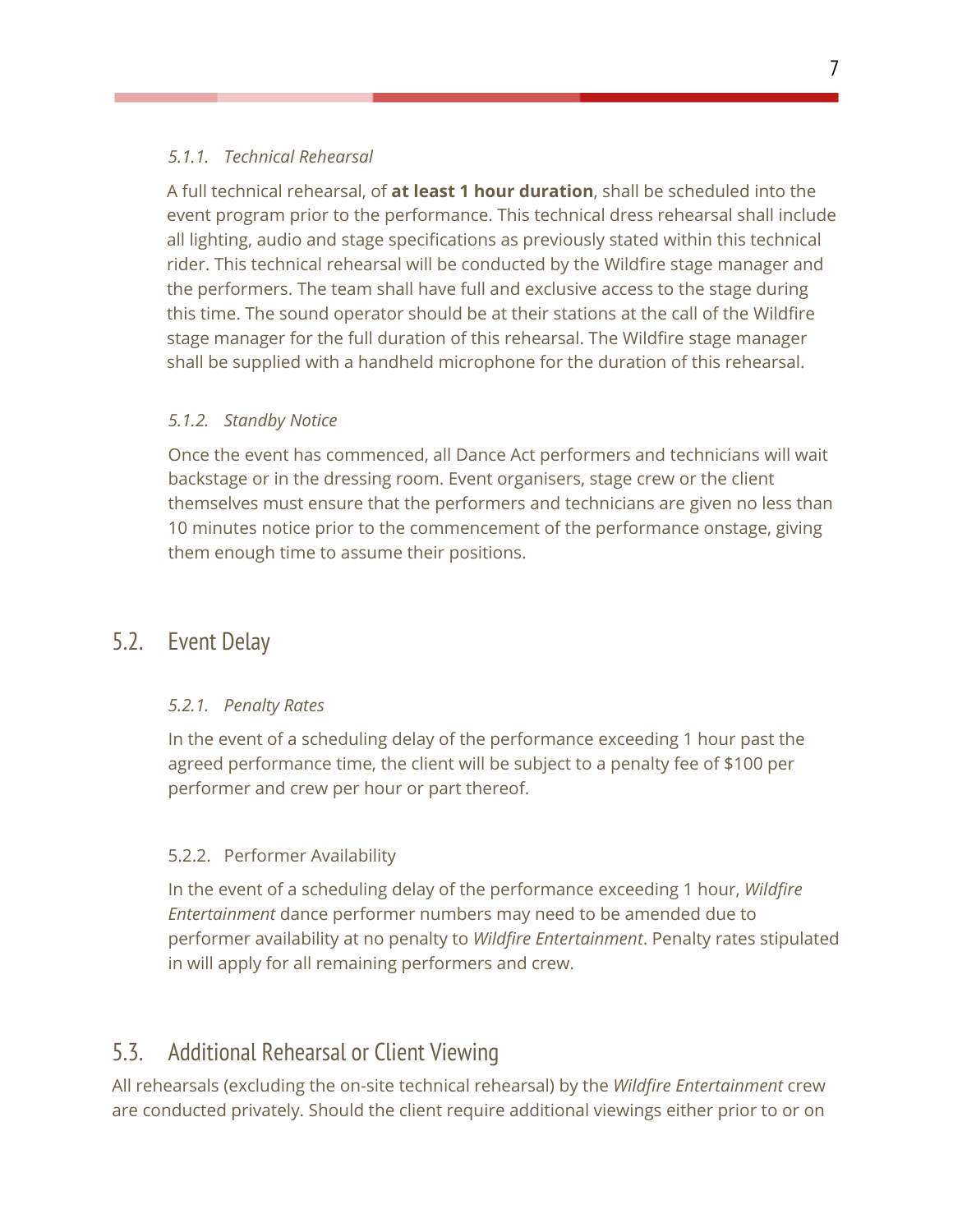#### *5.1.1. Technical Rehearsal*

A full technical rehearsal, of **at least 1 hour duration**, shall be scheduled into the event program prior to the performance. This technical dress rehearsal shall include all lighting, audio and stage specifications as previously stated within this technical rider. This technical rehearsal will be conducted by the Wildfire stage manager and the performers. The team shall have full and exclusive access to the stage during this time. The sound operator should be at their stations at the call of the Wildfire stage manager for the full duration of this rehearsal. The Wildfire stage manager shall be supplied with a handheld microphone for the duration of this rehearsal.

#### *5.1.2. Standby Notice*

Once the event has commenced, all Dance Act performers and technicians will wait backstage or in the dressing room. Event organisers, stage crew or the client themselves must ensure that the performers and technicians are given no less than 10 minutes notice prior to the commencement of the performance onstage, giving them enough time to assume their positions.

## 5.2. Event Delay

#### *5.2.1. Penalty Rates*

In the event of a scheduling delay of the performance exceeding 1 hour past the agreed performance time, the client will be subject to a penalty fee of $100 per performer and crew per hour or part thereof.

#### 5.2.2. Performer Availability

In the event of a scheduling delay of the performance exceeding 1 hour, *Wildfire Entertainment* dance performer numbers may need to be amended due to performer availability at no penalty to *Wildfire Entertainment*. Penalty rates stipulated in will apply for all remaining performers and crew.

## 5.3. Additional Rehearsal or Client Viewing

All rehearsals (excluding the on-site technical rehearsal) by the *Wildfire Entertainment* crew are conducted privately. Should the client require additional viewings either prior to or on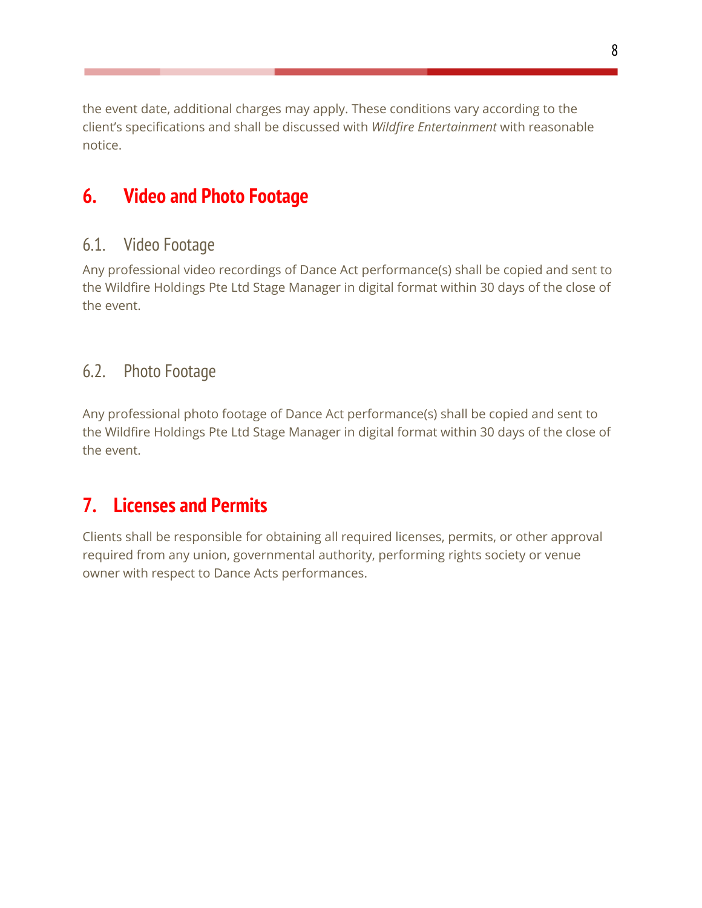the event date, additional charges may apply. These conditions vary according to the client's specifications and shall be discussed with *Wildfire Entertainment* with reasonable notice.

## 6. Video and Photo Footage

### 6.1. Video Footage

Any professional video recordings of Dance Act performance(s) shall be copied and sent to the Wildfire Holdings Pte Ltd Stage Manager in digital format within 30 days of the close of the event.

### 6.2. Photo Footage

Any professional photo footage of Dance Act performance(s) shall be copied and sent to the Wildfire Holdings Pte Ltd Stage Manager in digital format within 30 days of the close of the event.

## 7. Licenses and Permits

Clients shall be responsible for obtaining all required licenses, permits, or other approval required from any union, governmental authority, performing rights society or venue owner with respect to Dance Acts performances.